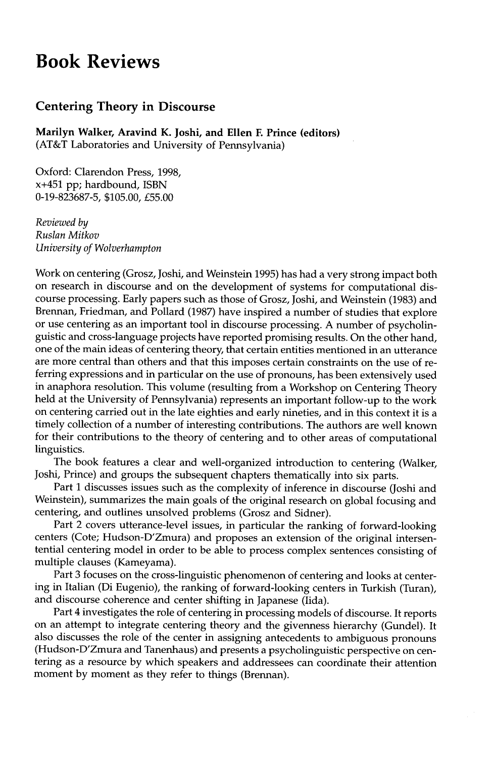# Book Reviews

## Centering Theory in Discourse

**Marilyn Walker, Aravind K. Joshi, and Ellen F. Prince (editors)**
(AT&T Laboratories and University of Pennsylvania)

Oxford: Clarendon Press, 1998,
x+451 pp; hardbound, ISBN
0-19-823687-5, $105.00, £55.00

*Reviewed by*
*Ruslan Mitkov*
*University of Wolverhampton*

Work on centering (Grosz, Joshi, and Weinstein 1995) has had a very strong impact both on research in discourse and on the development of systems for computational discourse processing. Early papers such as those of Grosz, Joshi, and Weinstein (1983) and Brennan, Friedman, and Pollard (1987) have inspired a number of studies that explore or use centering as an important tool in discourse processing. A number of psycholinguistic and cross-language projects have reported promising results. On the other hand, one of the main ideas of centering theory, that certain entities mentioned in an utterance are more central than others and that this imposes certain constraints on the use of referring expressions and in particular on the use of pronouns, has been extensively used in anaphora resolution. This volume (resulting from a Workshop on Centering Theory held at the University of Pennsylvania) represents an important follow-up to the work on centering carried out in the late eighties and early nineties, and in this context it is a timely collection of a number of interesting contributions. The authors are well known for their contributions to the theory of centering and to other areas of computational linguistics.

The book features a clear and well-organized introduction to centering (Walker, Joshi, Prince) and groups the subsequent chapters thematically into six parts.

Part 1 discusses issues such as the complexity of inference in discourse (Joshi and Weinstein), summarizes the main goals of the original research on global focusing and centering, and outlines unsolved problems (Grosz and Sidner).

Part 2 covers utterance-level issues, in particular the ranking of forward-looking centers (Cote; Hudson-D'Zmura) and proposes an extension of the original intersentential centering model in order to be able to process complex sentences consisting of multiple clauses (Kameyama).

Part 3 focuses on the cross-linguistic phenomenon of centering and looks at centering in Italian (Di Eugenio), the ranking of forward-looking centers in Turkish (Turan), and discourse coherence and center shifting in Japanese (Iida).

Part 4 investigates the role of centering in processing models of discourse. It reports on an attempt to integrate centering theory and the givenness hierarchy (Gundel). It also discusses the role of the center in assigning antecedents to ambiguous pronouns (Hudson-D'Zmura and Tanenhaus) and presents a psycholinguistic perspective on centering as a resource by which speakers and addressees can coordinate their attention moment by moment as they refer to things (Brennan).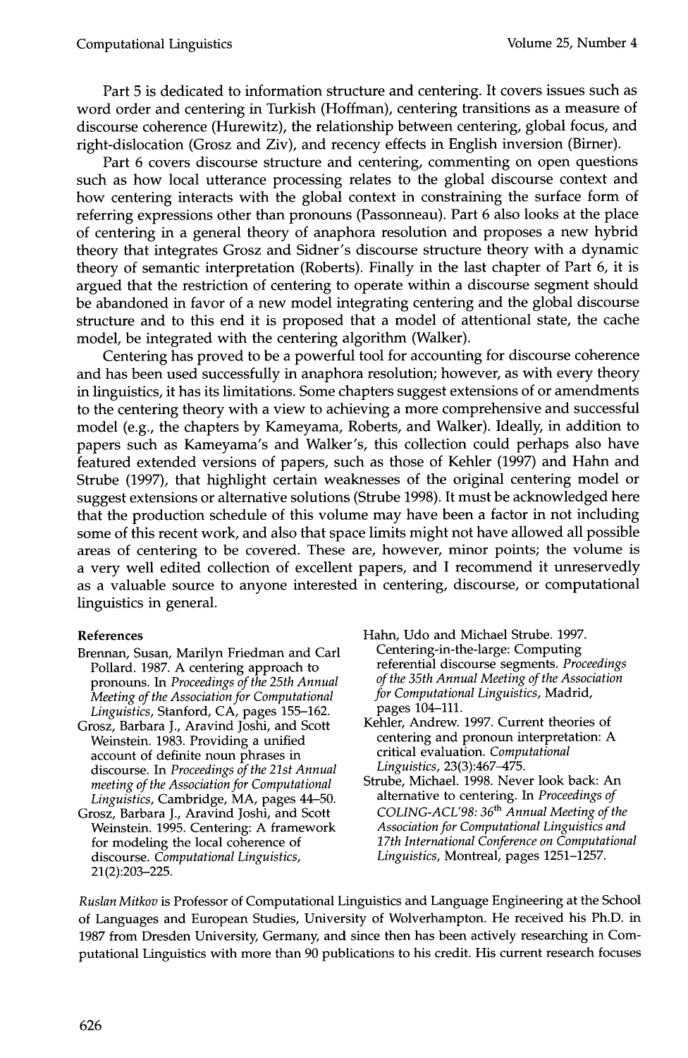Part 5 is dedicated to information structure and centering. It covers issues such as word order and centering in Turkish (Hoffman), centering transitions as a measure of discourse coherence (Hurewitz), the relationship between centering, global focus, and right-dislocation (Grosz and Ziv), and recency effects in English inversion (Birner).

Part 6 covers discourse structure and centering, commenting on open questions such as how local utterance processing relates to the global discourse context and how centering interacts with the global context in constraining the surface form of referring expressions other than pronouns (Passonneau). Part 6 also looks at the place of centering in a general theory of anaphora resolution and proposes a new hybrid theory that integrates Grosz and Sidner's discourse structure theory with a dynamic theory of semantic interpretation (Roberts). Finally in the last chapter of Part 6, it is argued that the restriction of centering to operate within a discourse segment should be abandoned in favor of a new model integrating centering and the global discourse structure and to this end it is proposed that a model of attentional state, the cache model, be integrated with the centering algorithm (Walker).

Centering has proved to be a powerful tool for accounting for discourse coherence and has been used successfully in anaphora resolution; however, as with every theory in linguistics, it has its limitations. Some chapters suggest extensions of or amendments to the centering theory with a view to achieving a more comprehensive and successful model (e.g., the chapters by Kameyama, Roberts, and Walker). Ideally, in addition to papers such as Kameyama's and Walker's, this collection could perhaps also have featured extended versions of papers, such as those of Kehler (1997) and Hahn and Strube (1997), that highlight certain weaknesses of the original centering model or suggest extensions or alternative solutions (Strube 1998). It must be acknowledged here that the production schedule of this volume may have been a factor in not including some of this recent work, and also that space limits might not have allowed all possible areas of centering to be covered. These are, however, minor points; the volume is a very well edited collection of excellent papers, and I recommend it unreservedly as a valuable source to anyone interested in centering, discourse, or computational linguistics in general.

#### References

Brennan, Susan, Marilyn Friedman and Carl Pollard. 1987. A centering approach to pronouns. In *Proceedings of the 25th Annual Meeting of the Association for Computational Linguistics*, Stanford, CA, pages 155–162.

Grosz, Barbara J., Aravind Joshi, and Scott Weinstein. 1983. Providing a unified account of definite noun phrases in discourse. In *Proceedings of the 21st Annual meeting of the Association for Computational Linguistics*, Cambridge, MA, pages 44–50.

Grosz, Barbara J., Aravind Joshi, and Scott Weinstein. 1995. Centering: A framework for modeling the local coherence of discourse. *Computational Linguistics*, 21(2):203–225.

Hahn, Udo and Michael Strube. 1997. Centering-in-the-large: Computing referential discourse segments. *Proceedings of the 35th Annual Meeting of the Association for Computational Linguistics*, Madrid, pages 104–111.

Kehler, Andrew. 1997. Current theories of centering and pronoun interpretation: A critical evaluation. *Computational Linguistics*, 23(3):467–475.

Strube, Michael. 1998. Never look back: An alternative to centering. In *Proceedings of COLING-ACL'98: 36th Annual Meeting of the Association for Computational Linguistics and 17th International Conference on Computational Linguistics*, Montreal, pages 1251–1257.

*Ruslan Mitkov* is Professor of Computational Linguistics and Language Engineering at the School of Languages and European Studies, University of Wolverhampton. He received his Ph.D. in 1987 from Dresden University, Germany, and since then has been actively researching in Computational Linguistics with more than 90 publications to his credit. His current research focuses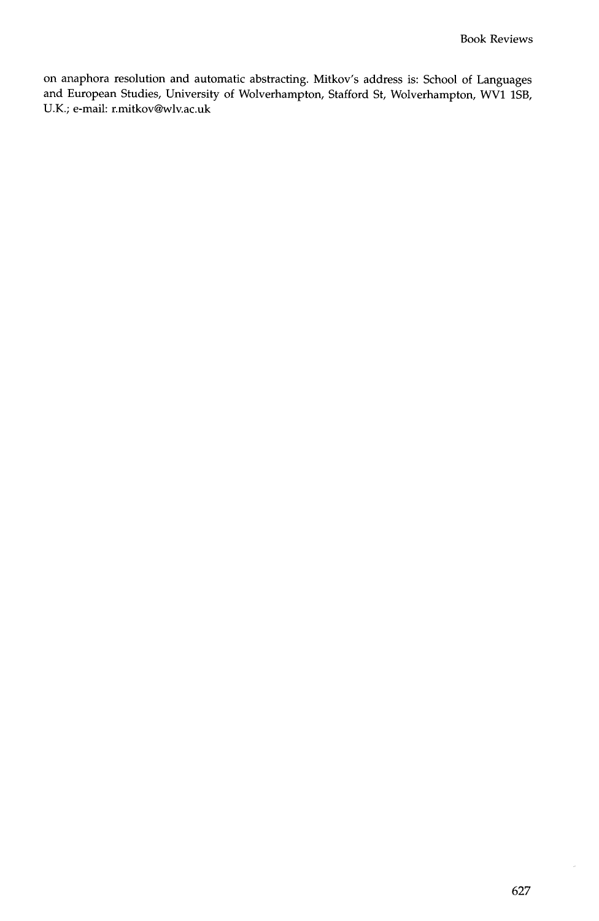on anaphora resolution and automatic abstracting. Mitkov's address is: School of Languages and European Studies, University of Wolverhampton, Stafford St, Wolverhampton, WV1 1SB, U.K.; e-mail: r.mitkov@wlv.ac.uk